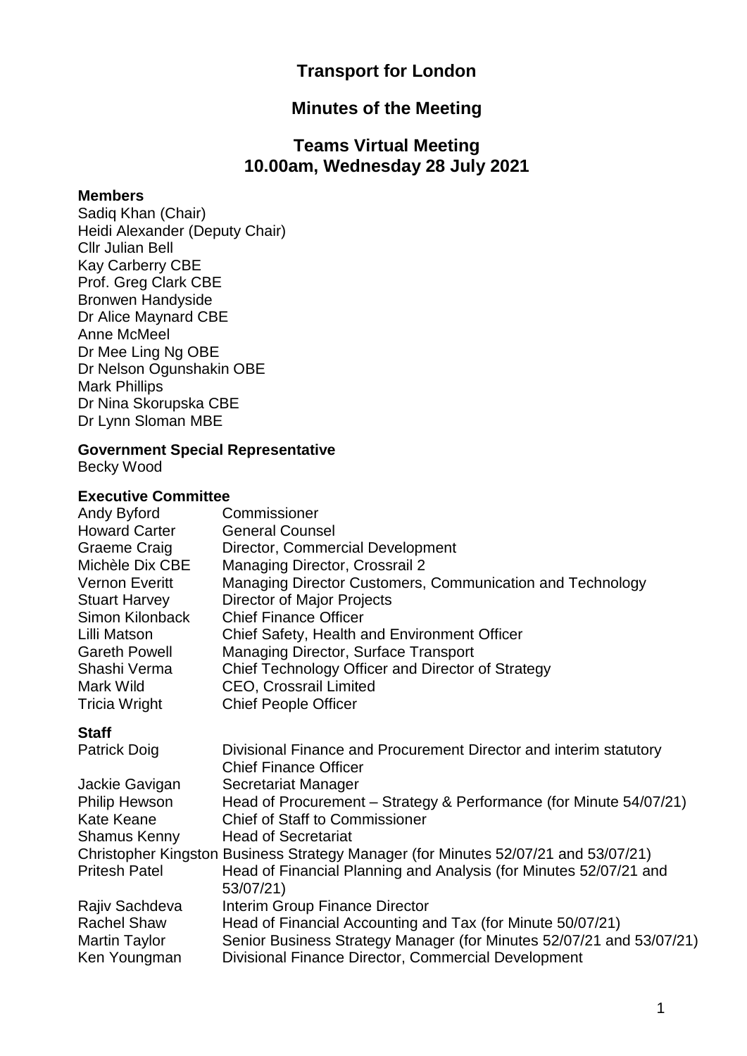# Transport for London

## Minutes of the Meeting

## Teams Virtual Meeting
## 10.00am, Wednesday 28 July 2021

### Members

Sadiq Khan (Chair)
Heidi Alexander (Deputy Chair)
Cllr Julian Bell
Kay Carberry CBE
Prof. Greg Clark CBE
Bronwen Handyside
Dr Alice Maynard CBE
Anne McMeel
Dr Mee Ling Ng OBE
Dr Nelson Ogunshakin OBE
Mark Phillips
Dr Nina Skorupska CBE
Dr Lynn Sloman MBE

### Government Special Representative

Becky Wood

### Executive Committee

| | |
|---|---|
| Andy Byford | Commissioner |
| Howard Carter | General Counsel |
| Graeme Craig | Director, Commercial Development |
| Michèle Dix CBE | Managing Director, Crossrail 2 |
| Vernon Everitt | Managing Director Customers, Communication and Technology |
| Stuart Harvey | Director of Major Projects |
| Simon Kilonback | Chief Finance Officer |
| Lilli Matson | Chief Safety, Health and Environment Officer |
| Gareth Powell | Managing Director, Surface Transport |
| Shashi Verma | Chief Technology Officer and Director of Strategy |
| Mark Wild | CEO, Crossrail Limited |
| Tricia Wright | Chief People Officer |

### Staff

| | |
|---|---|
| Patrick Doig | Divisional Finance and Procurement Director and interim statutory Chief Finance Officer |
| Jackie Gavigan | Secretariat Manager |
| Philip Hewson | Head of Procurement – Strategy & Performance (for Minute 54/07/21) |
| Kate Keane | Chief of Staff to Commissioner |
| Shamus Kenny | Head of Secretariat |
| Christopher Kingston | Business Strategy Manager (for Minutes 52/07/21 and 53/07/21) |
| Pritesh Patel | Head of Financial Planning and Analysis (for Minutes 52/07/21 and 53/07/21) |
| Rajiv Sachdeva | Interim Group Finance Director |
| Rachel Shaw | Head of Financial Accounting and Tax (for Minute 50/07/21) |
| Martin Taylor | Senior Business Strategy Manager (for Minutes 52/07/21 and 53/07/21) |
| Ken Youngman | Divisional Finance Director, Commercial Development |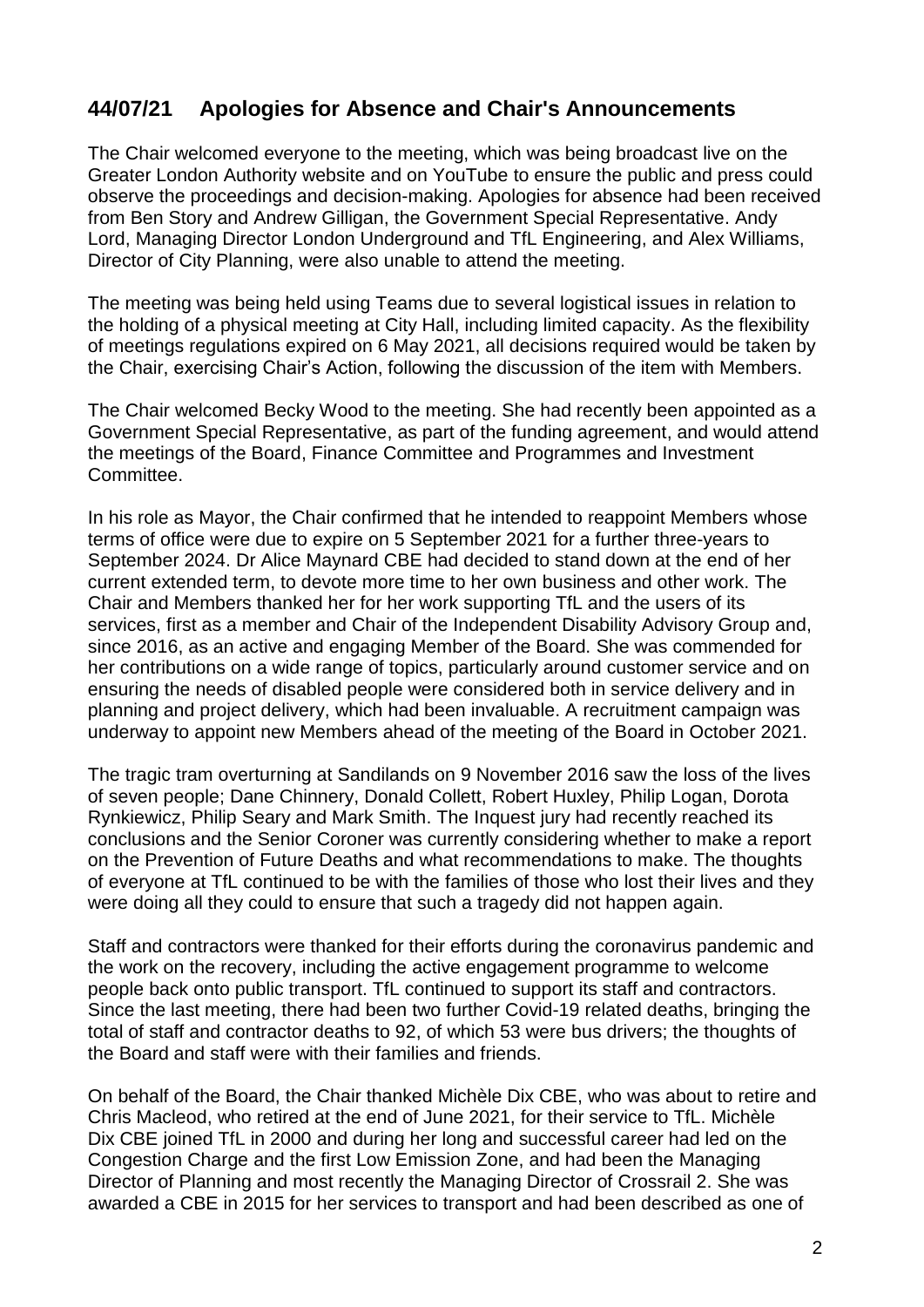## 44/07/21 Apologies for Absence and Chair's Announcements

The Chair welcomed everyone to the meeting, which was being broadcast live on the Greater London Authority website and on YouTube to ensure the public and press could observe the proceedings and decision-making. Apologies for absence had been received from Ben Story and Andrew Gilligan, the Government Special Representative. Andy Lord, Managing Director London Underground and TfL Engineering, and Alex Williams, Director of City Planning, were also unable to attend the meeting.

The meeting was being held using Teams due to several logistical issues in relation to the holding of a physical meeting at City Hall, including limited capacity. As the flexibility of meetings regulations expired on 6 May 2021, all decisions required would be taken by the Chair, exercising Chair's Action, following the discussion of the item with Members.

The Chair welcomed Becky Wood to the meeting. She had recently been appointed as a Government Special Representative, as part of the funding agreement, and would attend the meetings of the Board, Finance Committee and Programmes and Investment Committee.

In his role as Mayor, the Chair confirmed that he intended to reappoint Members whose terms of office were due to expire on 5 September 2021 for a further three-years to September 2024. Dr Alice Maynard CBE had decided to stand down at the end of her current extended term, to devote more time to her own business and other work. The Chair and Members thanked her for her work supporting TfL and the users of its services, first as a member and Chair of the Independent Disability Advisory Group and, since 2016, as an active and engaging Member of the Board. She was commended for her contributions on a wide range of topics, particularly around customer service and on ensuring the needs of disabled people were considered both in service delivery and in planning and project delivery, which had been invaluable. A recruitment campaign was underway to appoint new Members ahead of the meeting of the Board in October 2021.

The tragic tram overturning at Sandilands on 9 November 2016 saw the loss of the lives of seven people; Dane Chinnery, Donald Collett, Robert Huxley, Philip Logan, Dorota Rynkiewicz, Philip Seary and Mark Smith. The Inquest jury had recently reached its conclusions and the Senior Coroner was currently considering whether to make a report on the Prevention of Future Deaths and what recommendations to make. The thoughts of everyone at TfL continued to be with the families of those who lost their lives and they were doing all they could to ensure that such a tragedy did not happen again.

Staff and contractors were thanked for their efforts during the coronavirus pandemic and the work on the recovery, including the active engagement programme to welcome people back onto public transport. TfL continued to support its staff and contractors. Since the last meeting, there had been two further Covid-19 related deaths, bringing the total of staff and contractor deaths to 92, of which 53 were bus drivers; the thoughts of the Board and staff were with their families and friends.

On behalf of the Board, the Chair thanked Michèle Dix CBE, who was about to retire and Chris Macleod, who retired at the end of June 2021, for their service to TfL. Michèle Dix CBE joined TfL in 2000 and during her long and successful career had led on the Congestion Charge and the first Low Emission Zone, and had been the Managing Director of Planning and most recently the Managing Director of Crossrail 2. She was awarded a CBE in 2015 for her services to transport and had been described as one of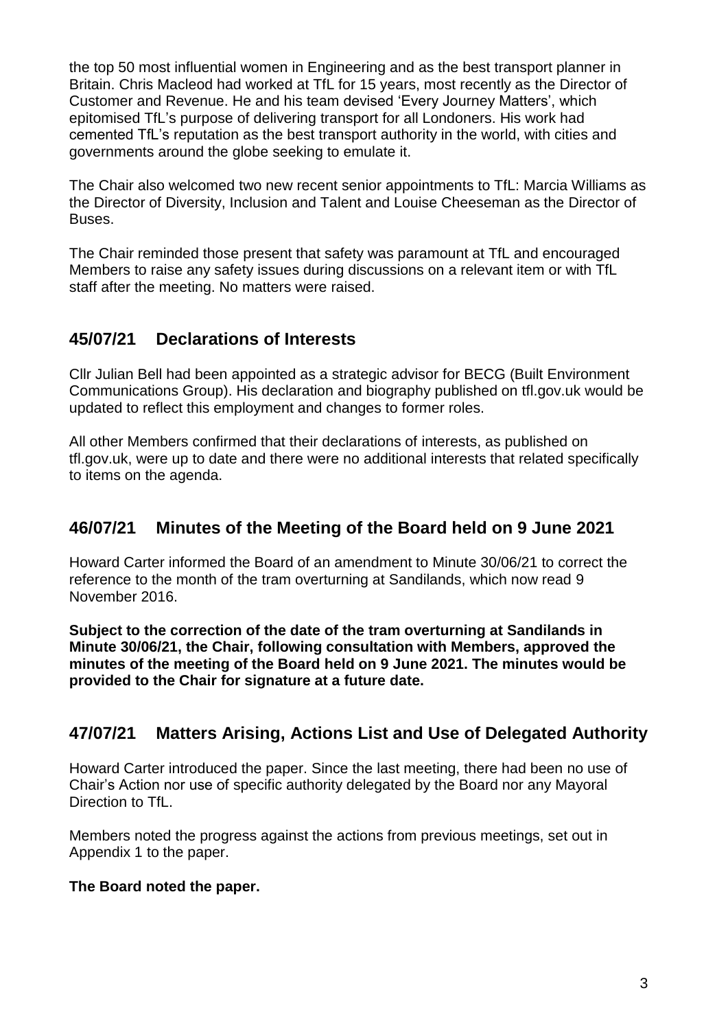the top 50 most influential women in Engineering and as the best transport planner in Britain. Chris Macleod had worked at TfL for 15 years, most recently as the Director of Customer and Revenue. He and his team devised 'Every Journey Matters', which epitomised TfL's purpose of delivering transport for all Londoners. His work had cemented TfL's reputation as the best transport authority in the world, with cities and governments around the globe seeking to emulate it.

The Chair also welcomed two new recent senior appointments to TfL: Marcia Williams as the Director of Diversity, Inclusion and Talent and Louise Cheeseman as the Director of Buses.

The Chair reminded those present that safety was paramount at TfL and encouraged Members to raise any safety issues during discussions on a relevant item or with TfL staff after the meeting. No matters were raised.

## 45/07/21 Declarations of Interests

Cllr Julian Bell had been appointed as a strategic advisor for BECG (Built Environment Communications Group). His declaration and biography published on tfl.gov.uk would be updated to reflect this employment and changes to former roles.

All other Members confirmed that their declarations of interests, as published on tfl.gov.uk, were up to date and there were no additional interests that related specifically to items on the agenda.

## 46/07/21 Minutes of the Meeting of the Board held on 9 June 2021

Howard Carter informed the Board of an amendment to Minute 30/06/21 to correct the reference to the month of the tram overturning at Sandilands, which now read 9 November 2016.

**Subject to the correction of the date of the tram overturning at Sandilands in Minute 30/06/21, the Chair, following consultation with Members, approved the minutes of the meeting of the Board held on 9 June 2021. The minutes would be provided to the Chair for signature at a future date.**

## 47/07/21 Matters Arising, Actions List and Use of Delegated Authority

Howard Carter introduced the paper. Since the last meeting, there had been no use of Chair's Action nor use of specific authority delegated by the Board nor any Mayoral Direction to TfL.

Members noted the progress against the actions from previous meetings, set out in Appendix 1 to the paper.

**The Board noted the paper.**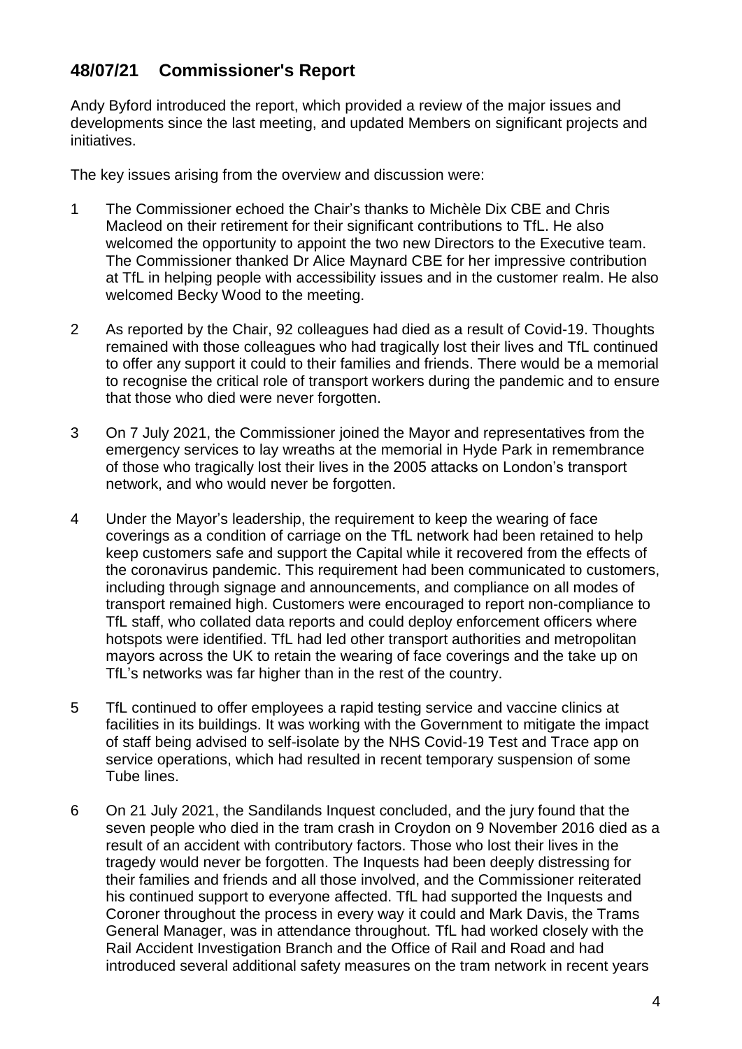## 48/07/21 Commissioner's Report

Andy Byford introduced the report, which provided a review of the major issues and developments since the last meeting, and updated Members on significant projects and initiatives.

The key issues arising from the overview and discussion were:

1. The Commissioner echoed the Chair's thanks to Michèle Dix CBE and Chris Macleod on their retirement for their significant contributions to TfL. He also welcomed the opportunity to appoint the two new Directors to the Executive team. The Commissioner thanked Dr Alice Maynard CBE for her impressive contribution at TfL in helping people with accessibility issues and in the customer realm. He also welcomed Becky Wood to the meeting.

2. As reported by the Chair, 92 colleagues had died as a result of Covid-19. Thoughts remained with those colleagues who had tragically lost their lives and TfL continued to offer any support it could to their families and friends. There would be a memorial to recognise the critical role of transport workers during the pandemic and to ensure that those who died were never forgotten.

3. On 7 July 2021, the Commissioner joined the Mayor and representatives from the emergency services to lay wreaths at the memorial in Hyde Park in remembrance of those who tragically lost their lives in the 2005 attacks on London's transport network, and who would never be forgotten.

4. Under the Mayor's leadership, the requirement to keep the wearing of face coverings as a condition of carriage on the TfL network had been retained to help keep customers safe and support the Capital while it recovered from the effects of the coronavirus pandemic. This requirement had been communicated to customers, including through signage and announcements, and compliance on all modes of transport remained high. Customers were encouraged to report non-compliance to TfL staff, who collated data reports and could deploy enforcement officers where hotspots were identified. TfL had led other transport authorities and metropolitan mayors across the UK to retain the wearing of face coverings and the take up on TfL's networks was far higher than in the rest of the country.

5. TfL continued to offer employees a rapid testing service and vaccine clinics at facilities in its buildings. It was working with the Government to mitigate the impact of staff being advised to self-isolate by the NHS Covid-19 Test and Trace app on service operations, which had resulted in recent temporary suspension of some Tube lines.

6. On 21 July 2021, the Sandilands Inquest concluded, and the jury found that the seven people who died in the tram crash in Croydon on 9 November 2016 died as a result of an accident with contributory factors. Those who lost their lives in the tragedy would never be forgotten. The Inquests had been deeply distressing for their families and friends and all those involved, and the Commissioner reiterated his continued support to everyone affected. TfL had supported the Inquests and Coroner throughout the process in every way it could and Mark Davis, the Trams General Manager, was in attendance throughout. TfL had worked closely with the Rail Accident Investigation Branch and the Office of Rail and Road and had introduced several additional safety measures on the tram network in recent years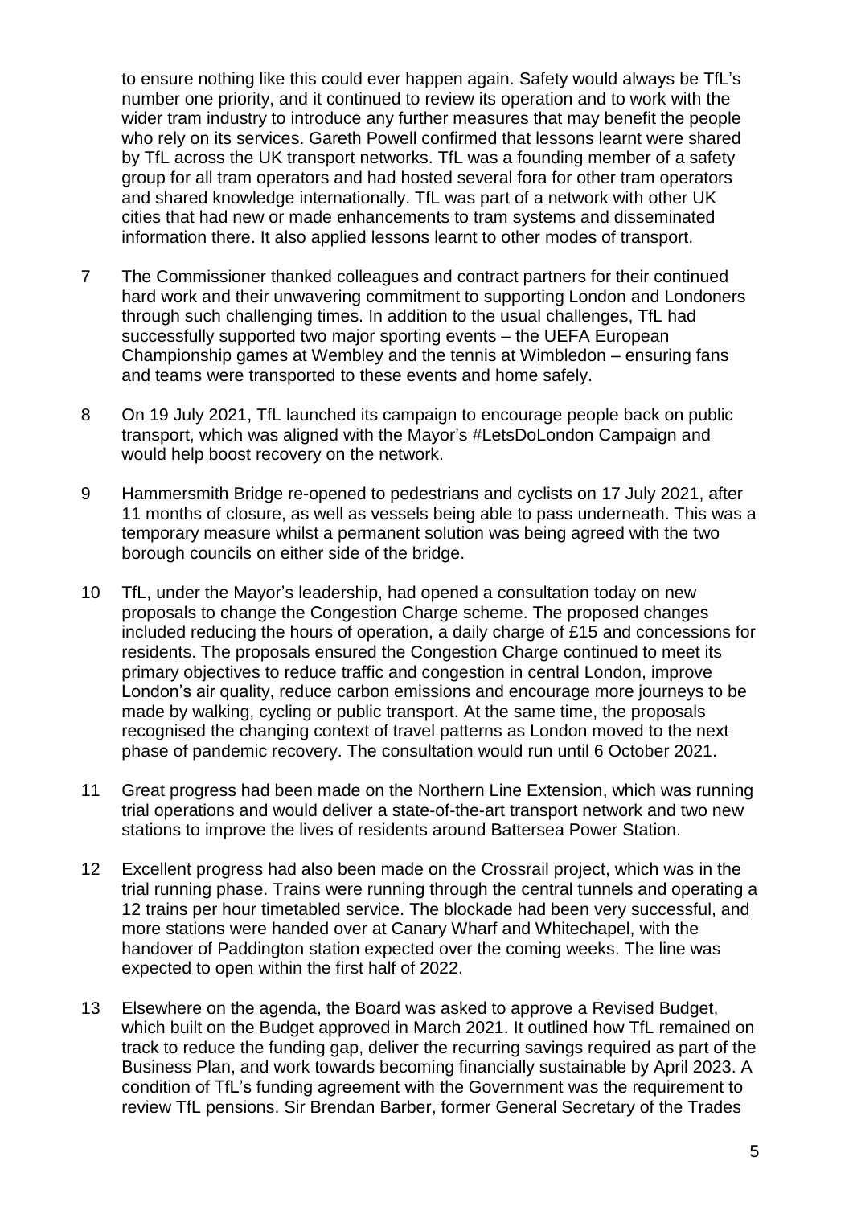to ensure nothing like this could ever happen again. Safety would always be TfL's number one priority, and it continued to review its operation and to work with the wider tram industry to introduce any further measures that may benefit the people who rely on its services. Gareth Powell confirmed that lessons learnt were shared by TfL across the UK transport networks. TfL was a founding member of a safety group for all tram operators and had hosted several fora for other tram operators and shared knowledge internationally. TfL was part of a network with other UK cities that had new or made enhancements to tram systems and disseminated information there. It also applied lessons learnt to other modes of transport.

7 The Commissioner thanked colleagues and contract partners for their continued hard work and their unwavering commitment to supporting London and Londoners through such challenging times. In addition to the usual challenges, TfL had successfully supported two major sporting events – the UEFA European Championship games at Wembley and the tennis at Wimbledon – ensuring fans and teams were transported to these events and home safely.

8 On 19 July 2021, TfL launched its campaign to encourage people back on public transport, which was aligned with the Mayor's #LetsDoLondon Campaign and would help boost recovery on the network.

9 Hammersmith Bridge re-opened to pedestrians and cyclists on 17 July 2021, after 11 months of closure, as well as vessels being able to pass underneath. This was a temporary measure whilst a permanent solution was being agreed with the two borough councils on either side of the bridge.

10 TfL, under the Mayor's leadership, had opened a consultation today on new proposals to change the Congestion Charge scheme. The proposed changes included reducing the hours of operation, a daily charge of £15 and concessions for residents. The proposals ensured the Congestion Charge continued to meet its primary objectives to reduce traffic and congestion in central London, improve London's air quality, reduce carbon emissions and encourage more journeys to be made by walking, cycling or public transport. At the same time, the proposals recognised the changing context of travel patterns as London moved to the next phase of pandemic recovery. The consultation would run until 6 October 2021.

11 Great progress had been made on the Northern Line Extension, which was running trial operations and would deliver a state-of-the-art transport network and two new stations to improve the lives of residents around Battersea Power Station.

12 Excellent progress had also been made on the Crossrail project, which was in the trial running phase. Trains were running through the central tunnels and operating a 12 trains per hour timetabled service. The blockade had been very successful, and more stations were handed over at Canary Wharf and Whitechapel, with the handover of Paddington station expected over the coming weeks. The line was expected to open within the first half of 2022.

13 Elsewhere on the agenda, the Board was asked to approve a Revised Budget, which built on the Budget approved in March 2021. It outlined how TfL remained on track to reduce the funding gap, deliver the recurring savings required as part of the Business Plan, and work towards becoming financially sustainable by April 2023. A condition of TfL's funding agreement with the Government was the requirement to review TfL pensions. Sir Brendan Barber, former General Secretary of the Trades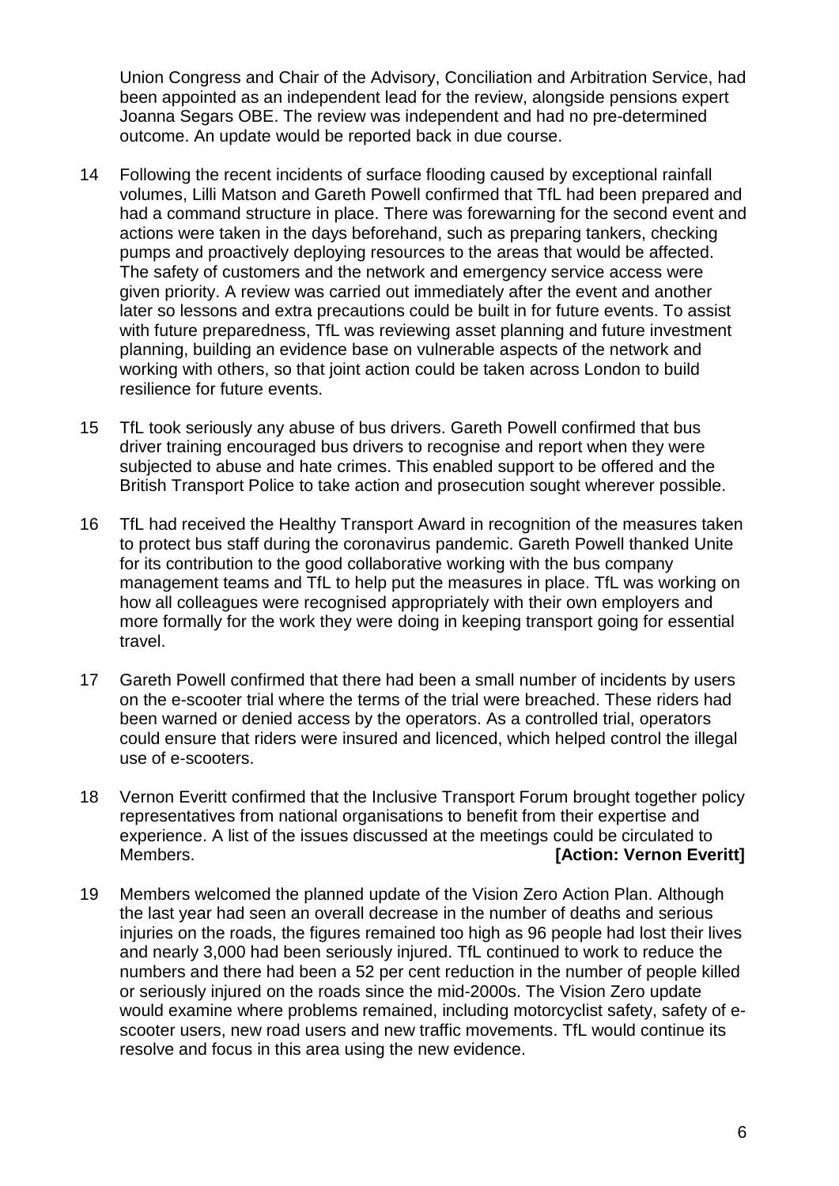Union Congress and Chair of the Advisory, Conciliation and Arbitration Service, had been appointed as an independent lead for the review, alongside pensions expert Joanna Segars OBE. The review was independent and had no pre-determined outcome. An update would be reported back in due course.

14 Following the recent incidents of surface flooding caused by exceptional rainfall volumes, Lilli Matson and Gareth Powell confirmed that TfL had been prepared and had a command structure in place. There was forewarning for the second event and actions were taken in the days beforehand, such as preparing tankers, checking pumps and proactively deploying resources to the areas that would be affected. The safety of customers and the network and emergency service access were given priority. A review was carried out immediately after the event and another later so lessons and extra precautions could be built in for future events. To assist with future preparedness, TfL was reviewing asset planning and future investment planning, building an evidence base on vulnerable aspects of the network and working with others, so that joint action could be taken across London to build resilience for future events.

15 TfL took seriously any abuse of bus drivers. Gareth Powell confirmed that bus driver training encouraged bus drivers to recognise and report when they were subjected to abuse and hate crimes. This enabled support to be offered and the British Transport Police to take action and prosecution sought wherever possible.

16 TfL had received the Healthy Transport Award in recognition of the measures taken to protect bus staff during the coronavirus pandemic. Gareth Powell thanked Unite for its contribution to the good collaborative working with the bus company management teams and TfL to help put the measures in place. TfL was working on how all colleagues were recognised appropriately with their own employers and more formally for the work they were doing in keeping transport going for essential travel.

17 Gareth Powell confirmed that there had been a small number of incidents by users on the e-scooter trial where the terms of the trial were breached. These riders had been warned or denied access by the operators. As a controlled trial, operators could ensure that riders were insured and licenced, which helped control the illegal use of e-scooters.

18 Vernon Everitt confirmed that the Inclusive Transport Forum brought together policy representatives from national organisations to benefit from their expertise and experience. A list of the issues discussed at the meetings could be circulated to Members. **[Action: Vernon Everitt]**

19 Members welcomed the planned update of the Vision Zero Action Plan. Although the last year had seen an overall decrease in the number of deaths and serious injuries on the roads, the figures remained too high as 96 people had lost their lives and nearly 3,000 had been seriously injured. TfL continued to work to reduce the numbers and there had been a 52 per cent reduction in the number of people killed or seriously injured on the roads since the mid-2000s. The Vision Zero update would examine where problems remained, including motorcyclist safety, safety of e-scooter users, new road users and new traffic movements. TfL would continue its resolve and focus in this area using the new evidence.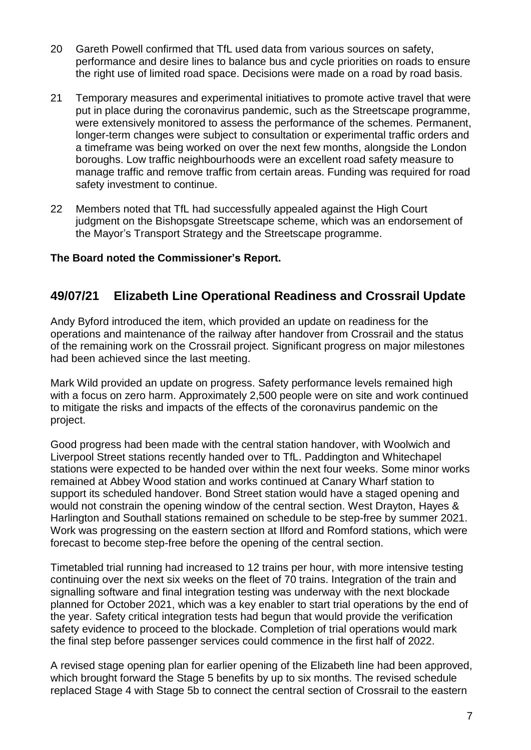20 Gareth Powell confirmed that TfL used data from various sources on safety, performance and desire lines to balance bus and cycle priorities on roads to ensure the right use of limited road space. Decisions were made on a road by road basis.

21 Temporary measures and experimental initiatives to promote active travel that were put in place during the coronavirus pandemic, such as the Streetscape programme, were extensively monitored to assess the performance of the schemes. Permanent, longer-term changes were subject to consultation or experimental traffic orders and a timeframe was being worked on over the next few months, alongside the London boroughs. Low traffic neighbourhoods were an excellent road safety measure to manage traffic and remove traffic from certain areas. Funding was required for road safety investment to continue.

22 Members noted that TfL had successfully appealed against the High Court judgment on the Bishopsgate Streetscape scheme, which was an endorsement of the Mayor's Transport Strategy and the Streetscape programme.

**The Board noted the Commissioner's Report.**

## 49/07/21 Elizabeth Line Operational Readiness and Crossrail Update

Andy Byford introduced the item, which provided an update on readiness for the operations and maintenance of the railway after handover from Crossrail and the status of the remaining work on the Crossrail project. Significant progress on major milestones had been achieved since the last meeting.

Mark Wild provided an update on progress. Safety performance levels remained high with a focus on zero harm. Approximately 2,500 people were on site and work continued to mitigate the risks and impacts of the effects of the coronavirus pandemic on the project.

Good progress had been made with the central station handover, with Woolwich and Liverpool Street stations recently handed over to TfL. Paddington and Whitechapel stations were expected to be handed over within the next four weeks. Some minor works remained at Abbey Wood station and works continued at Canary Wharf station to support its scheduled handover. Bond Street station would have a staged opening and would not constrain the opening window of the central section. West Drayton, Hayes & Harlington and Southall stations remained on schedule to be step-free by summer 2021. Work was progressing on the eastern section at Ilford and Romford stations, which were forecast to become step-free before the opening of the central section.

Timetabled trial running had increased to 12 trains per hour, with more intensive testing continuing over the next six weeks on the fleet of 70 trains. Integration of the train and signalling software and final integration testing was underway with the next blockade planned for October 2021, which was a key enabler to start trial operations by the end of the year. Safety critical integration tests had begun that would provide the verification safety evidence to proceed to the blockade. Completion of trial operations would mark the final step before passenger services could commence in the first half of 2022.

A revised stage opening plan for earlier opening of the Elizabeth line had been approved, which brought forward the Stage 5 benefits by up to six months. The revised schedule replaced Stage 4 with Stage 5b to connect the central section of Crossrail to the eastern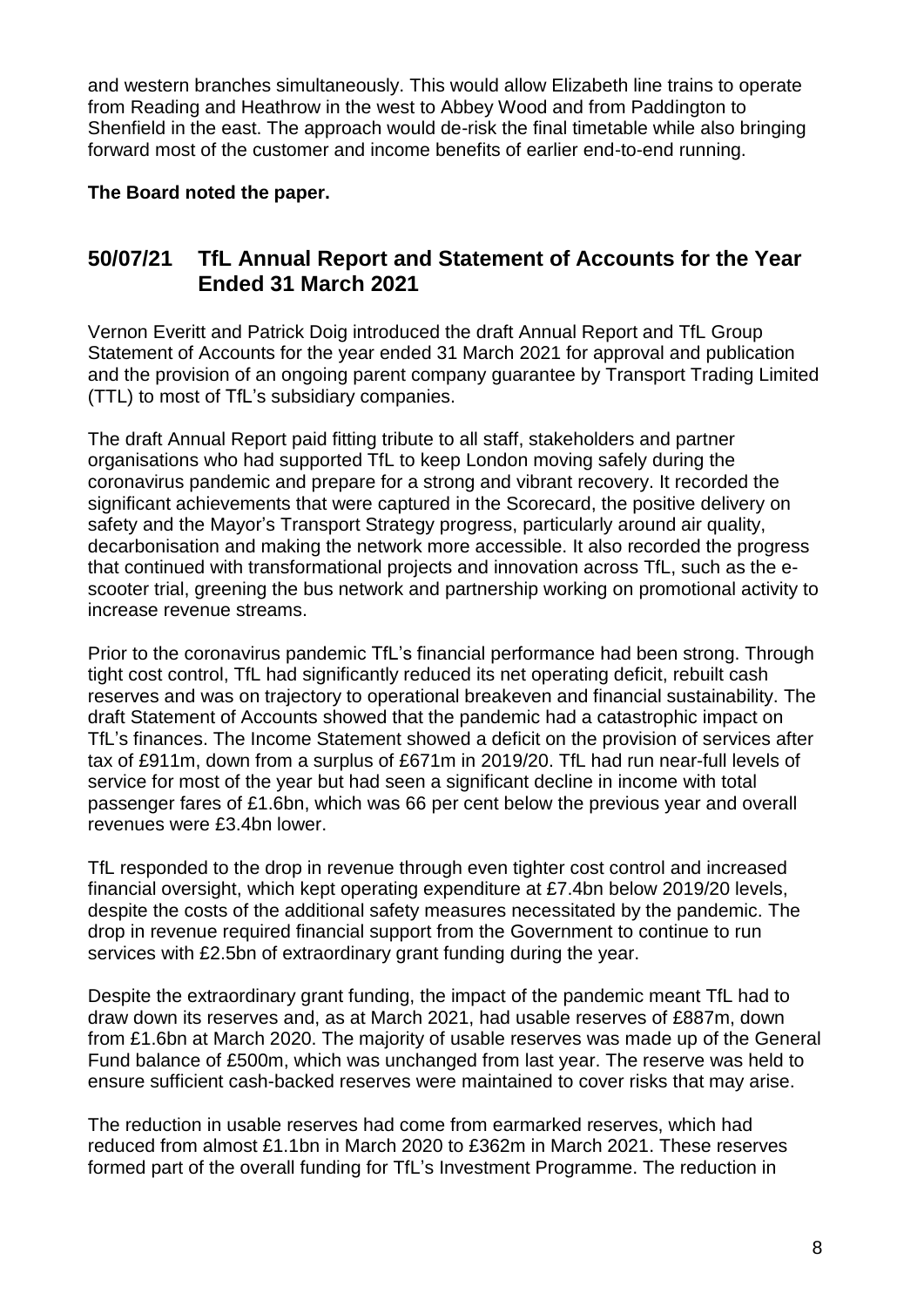and western branches simultaneously. This would allow Elizabeth line trains to operate from Reading and Heathrow in the west to Abbey Wood and from Paddington to Shenfield in the east. The approach would de-risk the final timetable while also bringing forward most of the customer and income benefits of earlier end-to-end running.

**The Board noted the paper.**

## 50/07/21 TfL Annual Report and Statement of Accounts for the Year Ended 31 March 2021

Vernon Everitt and Patrick Doig introduced the draft Annual Report and TfL Group Statement of Accounts for the year ended 31 March 2021 for approval and publication and the provision of an ongoing parent company guarantee by Transport Trading Limited (TTL) to most of TfL's subsidiary companies.

The draft Annual Report paid fitting tribute to all staff, stakeholders and partner organisations who had supported TfL to keep London moving safely during the coronavirus pandemic and prepare for a strong and vibrant recovery. It recorded the significant achievements that were captured in the Scorecard, the positive delivery on safety and the Mayor's Transport Strategy progress, particularly around air quality, decarbonisation and making the network more accessible. It also recorded the progress that continued with transformational projects and innovation across TfL, such as the e-scooter trial, greening the bus network and partnership working on promotional activity to increase revenue streams.

Prior to the coronavirus pandemic TfL's financial performance had been strong. Through tight cost control, TfL had significantly reduced its net operating deficit, rebuilt cash reserves and was on trajectory to operational breakeven and financial sustainability. The draft Statement of Accounts showed that the pandemic had a catastrophic impact on TfL's finances. The Income Statement showed a deficit on the provision of services after tax of £911m, down from a surplus of £671m in 2019/20. TfL had run near-full levels of service for most of the year but had seen a significant decline in income with total passenger fares of £1.6bn, which was 66 per cent below the previous year and overall revenues were £3.4bn lower.

TfL responded to the drop in revenue through even tighter cost control and increased financial oversight, which kept operating expenditure at £7.4bn below 2019/20 levels, despite the costs of the additional safety measures necessitated by the pandemic. The drop in revenue required financial support from the Government to continue to run services with £2.5bn of extraordinary grant funding during the year.

Despite the extraordinary grant funding, the impact of the pandemic meant TfL had to draw down its reserves and, as at March 2021, had usable reserves of £887m, down from £1.6bn at March 2020. The majority of usable reserves was made up of the General Fund balance of £500m, which was unchanged from last year. The reserve was held to ensure sufficient cash-backed reserves were maintained to cover risks that may arise.

The reduction in usable reserves had come from earmarked reserves, which had reduced from almost £1.1bn in March 2020 to £362m in March 2021. These reserves formed part of the overall funding for TfL's Investment Programme. The reduction in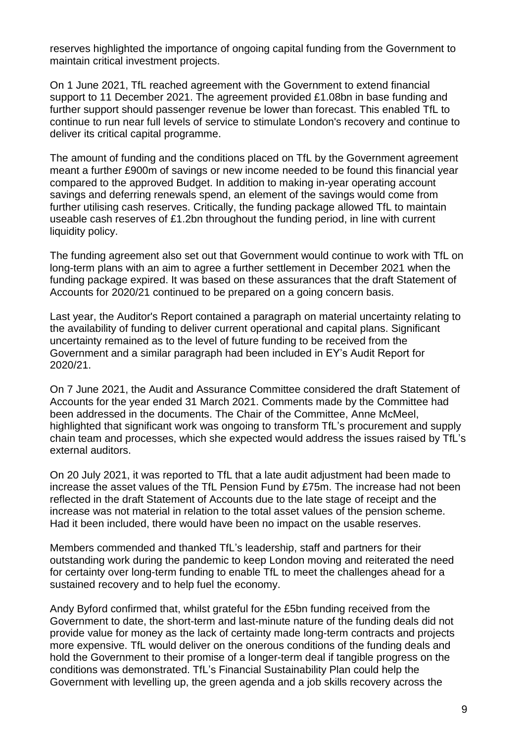reserves highlighted the importance of ongoing capital funding from the Government to maintain critical investment projects.

On 1 June 2021, TfL reached agreement with the Government to extend financial support to 11 December 2021. The agreement provided £1.08bn in base funding and further support should passenger revenue be lower than forecast. This enabled TfL to continue to run near full levels of service to stimulate London's recovery and continue to deliver its critical capital programme.

The amount of funding and the conditions placed on TfL by the Government agreement meant a further £900m of savings or new income needed to be found this financial year compared to the approved Budget. In addition to making in-year operating account savings and deferring renewals spend, an element of the savings would come from further utilising cash reserves. Critically, the funding package allowed TfL to maintain useable cash reserves of £1.2bn throughout the funding period, in line with current liquidity policy.

The funding agreement also set out that Government would continue to work with TfL on long-term plans with an aim to agree a further settlement in December 2021 when the funding package expired. It was based on these assurances that the draft Statement of Accounts for 2020/21 continued to be prepared on a going concern basis.

Last year, the Auditor's Report contained a paragraph on material uncertainty relating to the availability of funding to deliver current operational and capital plans. Significant uncertainty remained as to the level of future funding to be received from the Government and a similar paragraph had been included in EY's Audit Report for 2020/21.

On 7 June 2021, the Audit and Assurance Committee considered the draft Statement of Accounts for the year ended 31 March 2021. Comments made by the Committee had been addressed in the documents. The Chair of the Committee, Anne McMeel, highlighted that significant work was ongoing to transform TfL's procurement and supply chain team and processes, which she expected would address the issues raised by TfL's external auditors.

On 20 July 2021, it was reported to TfL that a late audit adjustment had been made to increase the asset values of the TfL Pension Fund by £75m. The increase had not been reflected in the draft Statement of Accounts due to the late stage of receipt and the increase was not material in relation to the total asset values of the pension scheme. Had it been included, there would have been no impact on the usable reserves.

Members commended and thanked TfL's leadership, staff and partners for their outstanding work during the pandemic to keep London moving and reiterated the need for certainty over long-term funding to enable TfL to meet the challenges ahead for a sustained recovery and to help fuel the economy.

Andy Byford confirmed that, whilst grateful for the £5bn funding received from the Government to date, the short-term and last-minute nature of the funding deals did not provide value for money as the lack of certainty made long-term contracts and projects more expensive. TfL would deliver on the onerous conditions of the funding deals and hold the Government to their promise of a longer-term deal if tangible progress on the conditions was demonstrated. TfL's Financial Sustainability Plan could help the Government with levelling up, the green agenda and a job skills recovery across the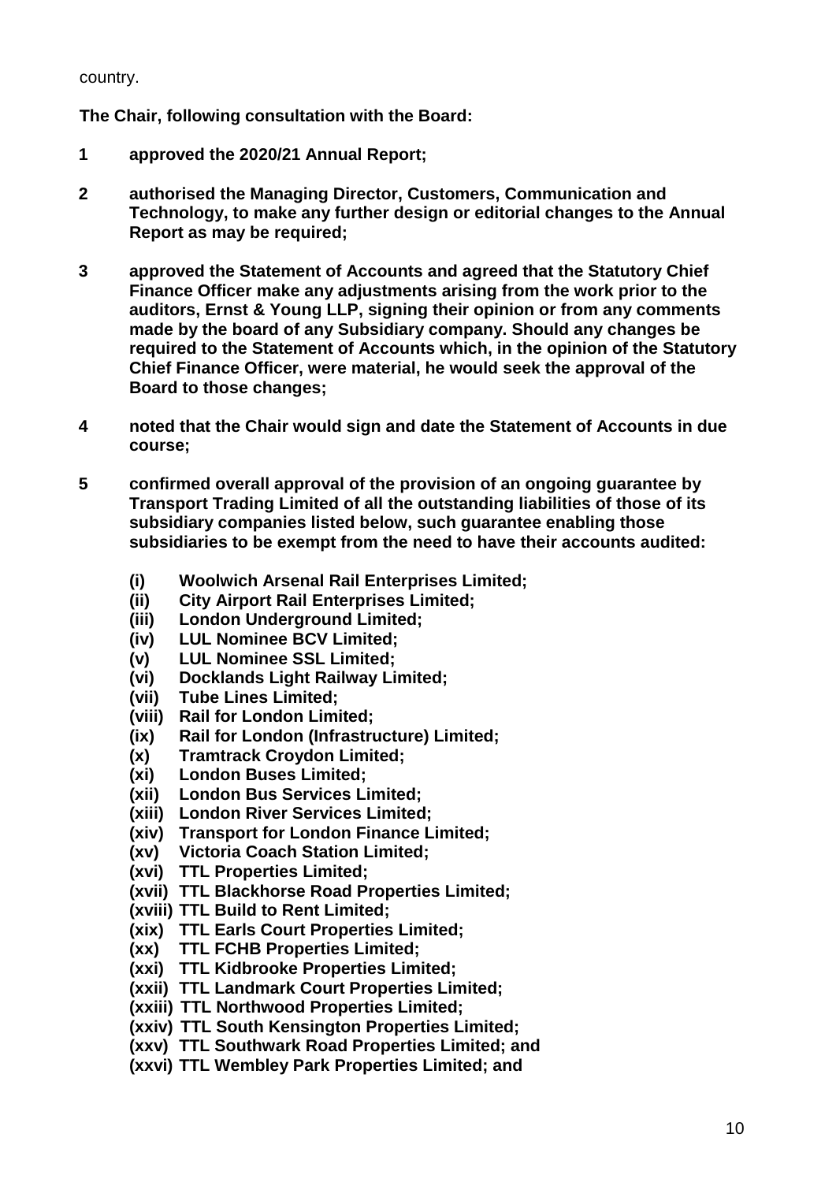country.

**The Chair, following consultation with the Board:**

**1 approved the 2020/21 Annual Report;**

**2 authorised the Managing Director, Customers, Communication and Technology, to make any further design or editorial changes to the Annual Report as may be required;**

**3 approved the Statement of Accounts and agreed that the Statutory Chief Finance Officer make any adjustments arising from the work prior to the auditors, Ernst & Young LLP, signing their opinion or from any comments made by the board of any Subsidiary company. Should any changes be required to the Statement of Accounts which, in the opinion of the Statutory Chief Finance Officer, were material, he would seek the approval of the Board to those changes;**

**4 noted that the Chair would sign and date the Statement of Accounts in due course;**

**5 confirmed overall approval of the provision of an ongoing guarantee by Transport Trading Limited of all the outstanding liabilities of those of its subsidiary companies listed below, such guarantee enabling those subsidiaries to be exempt from the need to have their accounts audited:**

**(i) Woolwich Arsenal Rail Enterprises Limited;**
**(ii) City Airport Rail Enterprises Limited;**
**(iii) London Underground Limited;**
**(iv) LUL Nominee BCV Limited;**
**(v) LUL Nominee SSL Limited;**
**(vi) Docklands Light Railway Limited;**
**(vii) Tube Lines Limited;**
**(viii) Rail for London Limited;**
**(ix) Rail for London (Infrastructure) Limited;**
**(x) Tramtrack Croydon Limited;**
**(xi) London Buses Limited;**
**(xii) London Bus Services Limited;**
**(xiii) London River Services Limited;**
**(xiv) Transport for London Finance Limited;**
**(xv) Victoria Coach Station Limited;**
**(xvi) TTL Properties Limited;**
**(xvii) TTL Blackhorse Road Properties Limited;**
**(xviii) TTL Build to Rent Limited;**
**(xix) TTL Earls Court Properties Limited;**
**(xx) TTL FCHB Properties Limited;**
**(xxi) TTL Kidbrooke Properties Limited;**
**(xxii) TTL Landmark Court Properties Limited;**
**(xxiii) TTL Northwood Properties Limited;**
**(xxiv) TTL South Kensington Properties Limited;**
**(xxv) TTL Southwark Road Properties Limited; and**
**(xxvi) TTL Wembley Park Properties Limited; and**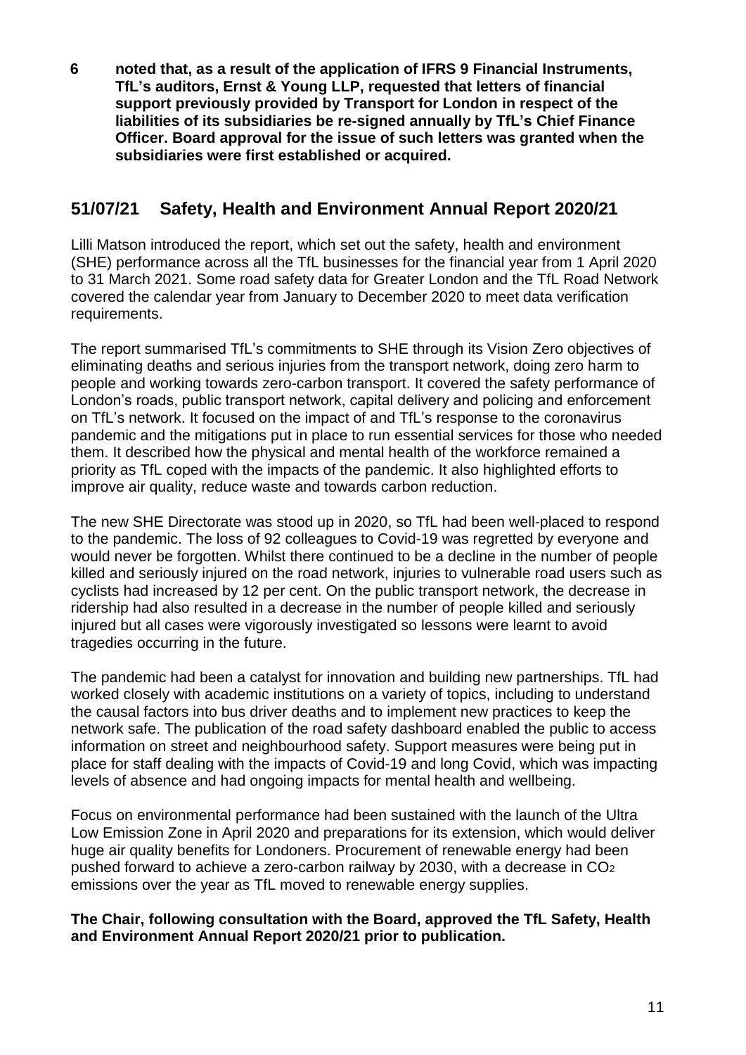**6 noted that, as a result of the application of IFRS 9 Financial Instruments, TfL's auditors, Ernst & Young LLP, requested that letters of financial support previously provided by Transport for London in respect of the liabilities of its subsidiaries be re-signed annually by TfL's Chief Finance Officer. Board approval for the issue of such letters was granted when the subsidiaries were first established or acquired.**

## 51/07/21 Safety, Health and Environment Annual Report 2020/21

Lilli Matson introduced the report, which set out the safety, health and environment (SHE) performance across all the TfL businesses for the financial year from 1 April 2020 to 31 March 2021. Some road safety data for Greater London and the TfL Road Network covered the calendar year from January to December 2020 to meet data verification requirements.

The report summarised TfL's commitments to SHE through its Vision Zero objectives of eliminating deaths and serious injuries from the transport network, doing zero harm to people and working towards zero-carbon transport. It covered the safety performance of London's roads, public transport network, capital delivery and policing and enforcement on TfL's network. It focused on the impact of and TfL's response to the coronavirus pandemic and the mitigations put in place to run essential services for those who needed them. It described how the physical and mental health of the workforce remained a priority as TfL coped with the impacts of the pandemic. It also highlighted efforts to improve air quality, reduce waste and towards carbon reduction.

The new SHE Directorate was stood up in 2020, so TfL had been well-placed to respond to the pandemic. The loss of 92 colleagues to Covid-19 was regretted by everyone and would never be forgotten. Whilst there continued to be a decline in the number of people killed and seriously injured on the road network, injuries to vulnerable road users such as cyclists had increased by 12 per cent. On the public transport network, the decrease in ridership had also resulted in a decrease in the number of people killed and seriously injured but all cases were vigorously investigated so lessons were learnt to avoid tragedies occurring in the future.

The pandemic had been a catalyst for innovation and building new partnerships. TfL had worked closely with academic institutions on a variety of topics, including to understand the causal factors into bus driver deaths and to implement new practices to keep the network safe. The publication of the road safety dashboard enabled the public to access information on street and neighbourhood safety. Support measures were being put in place for staff dealing with the impacts of Covid-19 and long Covid, which was impacting levels of absence and had ongoing impacts for mental health and wellbeing.

Focus on environmental performance had been sustained with the launch of the Ultra Low Emission Zone in April 2020 and preparations for its extension, which would deliver huge air quality benefits for Londoners. Procurement of renewable energy had been pushed forward to achieve a zero-carbon railway by 2030, with a decrease in $CO_2$ emissions over the year as TfL moved to renewable energy supplies.

**The Chair, following consultation with the Board, approved the TfL Safety, Health and Environment Annual Report 2020/21 prior to publication.**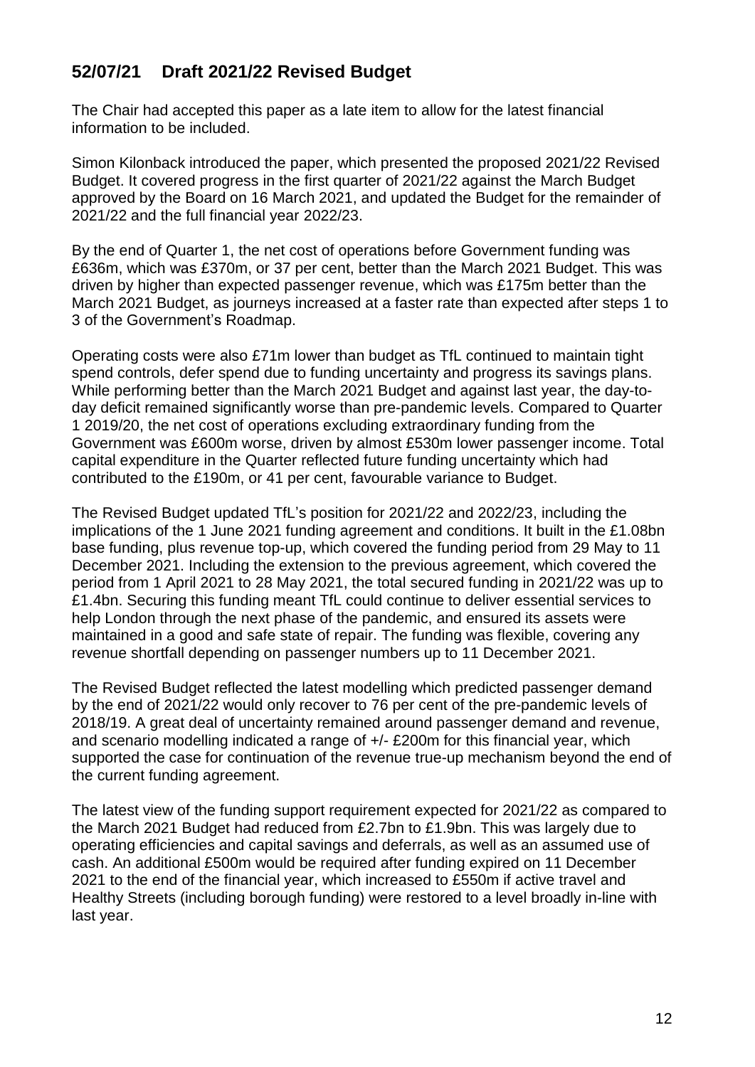## 52/07/21 Draft 2021/22 Revised Budget

The Chair had accepted this paper as a late item to allow for the latest financial information to be included.

Simon Kilonback introduced the paper, which presented the proposed 2021/22 Revised Budget. It covered progress in the first quarter of 2021/22 against the March Budget approved by the Board on 16 March 2021, and updated the Budget for the remainder of 2021/22 and the full financial year 2022/23.

By the end of Quarter 1, the net cost of operations before Government funding was £636m, which was £370m, or 37 per cent, better than the March 2021 Budget. This was driven by higher than expected passenger revenue, which was £175m better than the March 2021 Budget, as journeys increased at a faster rate than expected after steps 1 to 3 of the Government's Roadmap.

Operating costs were also £71m lower than budget as TfL continued to maintain tight spend controls, defer spend due to funding uncertainty and progress its savings plans. While performing better than the March 2021 Budget and against last year, the day-to-day deficit remained significantly worse than pre-pandemic levels. Compared to Quarter 1 2019/20, the net cost of operations excluding extraordinary funding from the Government was £600m worse, driven by almost £530m lower passenger income. Total capital expenditure in the Quarter reflected future funding uncertainty which had contributed to the £190m, or 41 per cent, favourable variance to Budget.

The Revised Budget updated TfL's position for 2021/22 and 2022/23, including the implications of the 1 June 2021 funding agreement and conditions. It built in the £1.08bn base funding, plus revenue top-up, which covered the funding period from 29 May to 11 December 2021. Including the extension to the previous agreement, which covered the period from 1 April 2021 to 28 May 2021, the total secured funding in 2021/22 was up to £1.4bn. Securing this funding meant TfL could continue to deliver essential services to help London through the next phase of the pandemic, and ensured its assets were maintained in a good and safe state of repair. The funding was flexible, covering any revenue shortfall depending on passenger numbers up to 11 December 2021.

The Revised Budget reflected the latest modelling which predicted passenger demand by the end of 2021/22 would only recover to 76 per cent of the pre-pandemic levels of 2018/19. A great deal of uncertainty remained around passenger demand and revenue, and scenario modelling indicated a range of +/- £200m for this financial year, which supported the case for continuation of the revenue true-up mechanism beyond the end of the current funding agreement.

The latest view of the funding support requirement expected for 2021/22 as compared to the March 2021 Budget had reduced from £2.7bn to £1.9bn. This was largely due to operating efficiencies and capital savings and deferrals, as well as an assumed use of cash. An additional £500m would be required after funding expired on 11 December 2021 to the end of the financial year, which increased to £550m if active travel and Healthy Streets (including borough funding) were restored to a level broadly in-line with last year.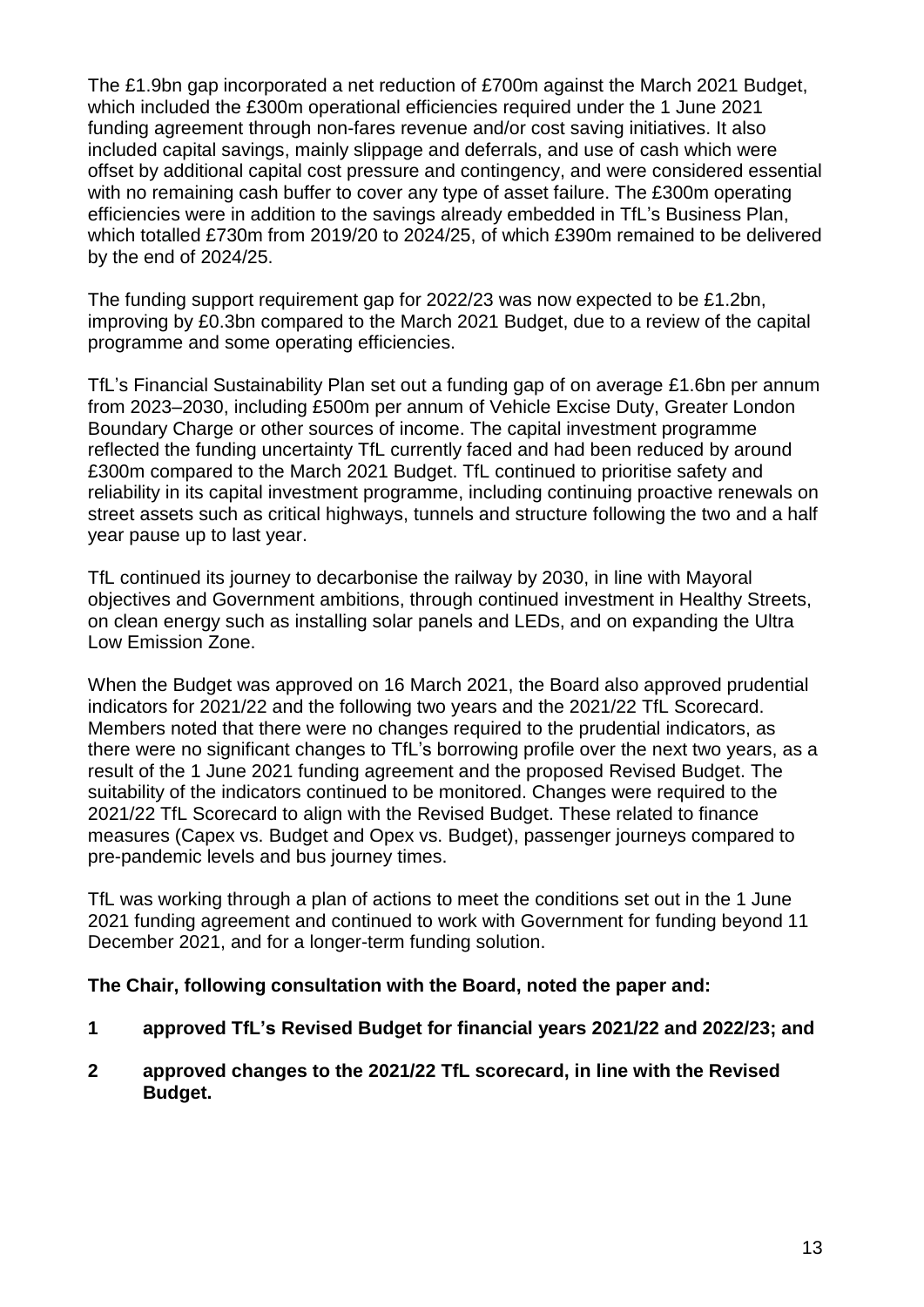The £1.9bn gap incorporated a net reduction of £700m against the March 2021 Budget, which included the £300m operational efficiencies required under the 1 June 2021 funding agreement through non-fares revenue and/or cost saving initiatives. It also included capital savings, mainly slippage and deferrals, and use of cash which were offset by additional capital cost pressure and contingency, and were considered essential with no remaining cash buffer to cover any type of asset failure. The £300m operating efficiencies were in addition to the savings already embedded in TfL's Business Plan, which totalled £730m from 2019/20 to 2024/25, of which £390m remained to be delivered by the end of 2024/25.

The funding support requirement gap for 2022/23 was now expected to be £1.2bn, improving by £0.3bn compared to the March 2021 Budget, due to a review of the capital programme and some operating efficiencies.

TfL's Financial Sustainability Plan set out a funding gap of on average £1.6bn per annum from 2023–2030, including £500m per annum of Vehicle Excise Duty, Greater London Boundary Charge or other sources of income. The capital investment programme reflected the funding uncertainty TfL currently faced and had been reduced by around £300m compared to the March 2021 Budget. TfL continued to prioritise safety and reliability in its capital investment programme, including continuing proactive renewals on street assets such as critical highways, tunnels and structure following the two and a half year pause up to last year.

TfL continued its journey to decarbonise the railway by 2030, in line with Mayoral objectives and Government ambitions, through continued investment in Healthy Streets, on clean energy such as installing solar panels and LEDs, and on expanding the Ultra Low Emission Zone.

When the Budget was approved on 16 March 2021, the Board also approved prudential indicators for 2021/22 and the following two years and the 2021/22 TfL Scorecard. Members noted that there were no changes required to the prudential indicators, as there were no significant changes to TfL's borrowing profile over the next two years, as a result of the 1 June 2021 funding agreement and the proposed Revised Budget. The suitability of the indicators continued to be monitored. Changes were required to the 2021/22 TfL Scorecard to align with the Revised Budget. These related to finance measures (Capex vs. Budget and Opex vs. Budget), passenger journeys compared to pre-pandemic levels and bus journey times.

TfL was working through a plan of actions to meet the conditions set out in the 1 June 2021 funding agreement and continued to work with Government for funding beyond 11 December 2021, and for a longer-term funding solution.

**The Chair, following consultation with the Board, noted the paper and:**

**1 approved TfL's Revised Budget for financial years 2021/22 and 2022/23; and**

**2 approved changes to the 2021/22 TfL scorecard, in line with the Revised Budget.**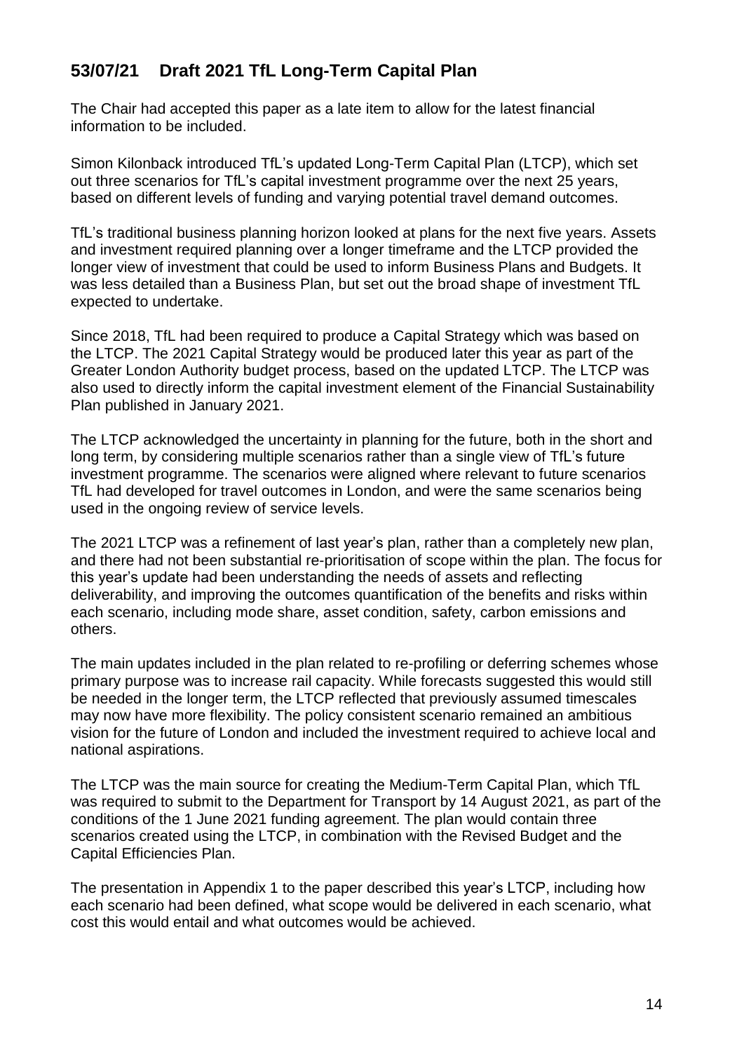## 53/07/21 Draft 2021 TfL Long-Term Capital Plan

The Chair had accepted this paper as a late item to allow for the latest financial information to be included.

Simon Kilonback introduced TfL's updated Long-Term Capital Plan (LTCP), which set out three scenarios for TfL's capital investment programme over the next 25 years, based on different levels of funding and varying potential travel demand outcomes.

TfL's traditional business planning horizon looked at plans for the next five years. Assets and investment required planning over a longer timeframe and the LTCP provided the longer view of investment that could be used to inform Business Plans and Budgets. It was less detailed than a Business Plan, but set out the broad shape of investment TfL expected to undertake.

Since 2018, TfL had been required to produce a Capital Strategy which was based on the LTCP. The 2021 Capital Strategy would be produced later this year as part of the Greater London Authority budget process, based on the updated LTCP. The LTCP was also used to directly inform the capital investment element of the Financial Sustainability Plan published in January 2021.

The LTCP acknowledged the uncertainty in planning for the future, both in the short and long term, by considering multiple scenarios rather than a single view of TfL's future investment programme. The scenarios were aligned where relevant to future scenarios TfL had developed for travel outcomes in London, and were the same scenarios being used in the ongoing review of service levels.

The 2021 LTCP was a refinement of last year's plan, rather than a completely new plan, and there had not been substantial re-prioritisation of scope within the plan. The focus for this year's update had been understanding the needs of assets and reflecting deliverability, and improving the outcomes quantification of the benefits and risks within each scenario, including mode share, asset condition, safety, carbon emissions and others.

The main updates included in the plan related to re-profiling or deferring schemes whose primary purpose was to increase rail capacity. While forecasts suggested this would still be needed in the longer term, the LTCP reflected that previously assumed timescales may now have more flexibility. The policy consistent scenario remained an ambitious vision for the future of London and included the investment required to achieve local and national aspirations.

The LTCP was the main source for creating the Medium-Term Capital Plan, which TfL was required to submit to the Department for Transport by 14 August 2021, as part of the conditions of the 1 June 2021 funding agreement. The plan would contain three scenarios created using the LTCP, in combination with the Revised Budget and the Capital Efficiencies Plan.

The presentation in Appendix 1 to the paper described this year's LTCP, including how each scenario had been defined, what scope would be delivered in each scenario, what cost this would entail and what outcomes would be achieved.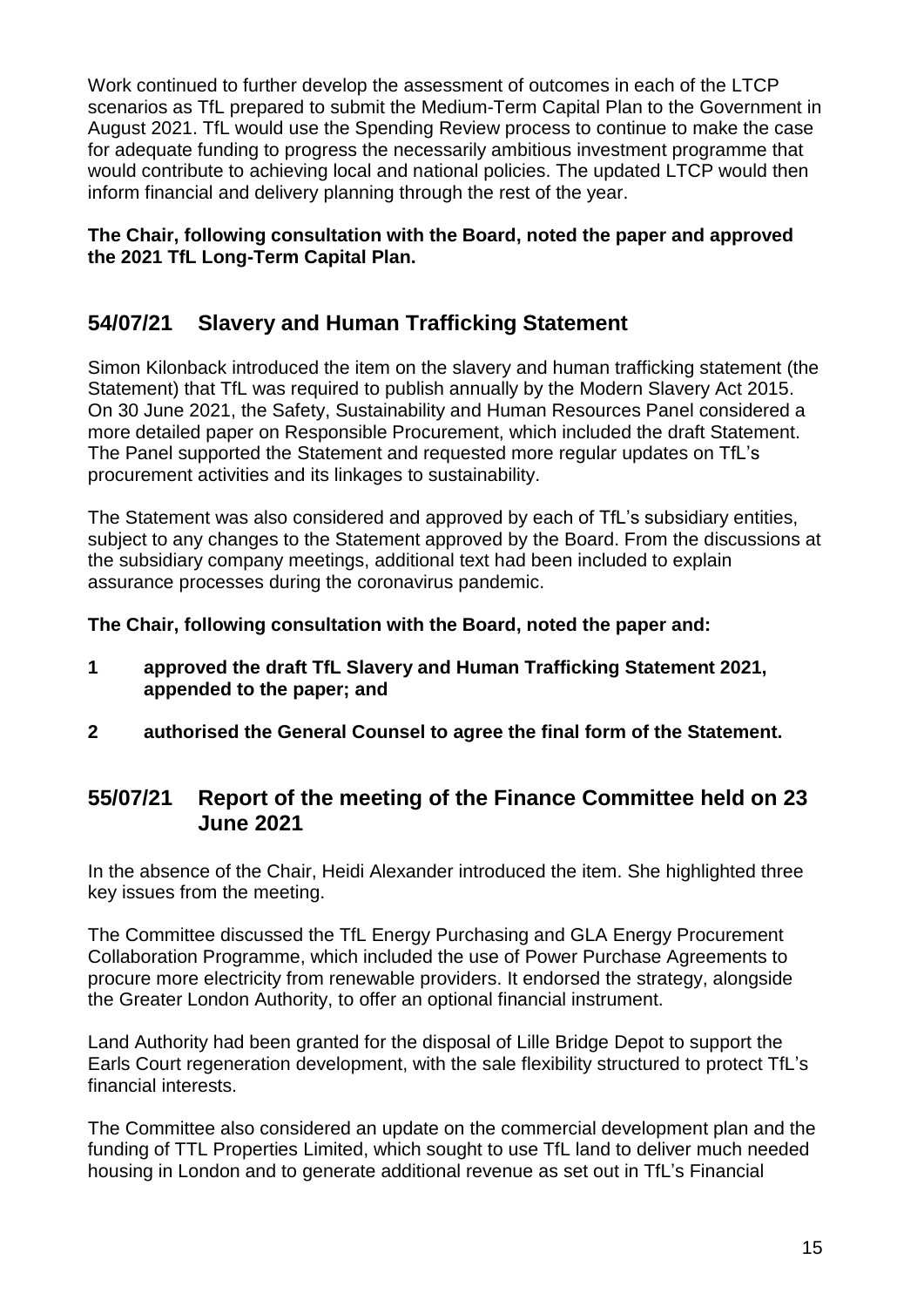Work continued to further develop the assessment of outcomes in each of the LTCP scenarios as TfL prepared to submit the Medium-Term Capital Plan to the Government in August 2021. TfL would use the Spending Review process to continue to make the case for adequate funding to progress the necessarily ambitious investment programme that would contribute to achieving local and national policies. The updated LTCP would then inform financial and delivery planning through the rest of the year.

**The Chair, following consultation with the Board, noted the paper and approved the 2021 TfL Long-Term Capital Plan.**

## 54/07/21 Slavery and Human Trafficking Statement

Simon Kilonback introduced the item on the slavery and human trafficking statement (the Statement) that TfL was required to publish annually by the Modern Slavery Act 2015. On 30 June 2021, the Safety, Sustainability and Human Resources Panel considered a more detailed paper on Responsible Procurement, which included the draft Statement. The Panel supported the Statement and requested more regular updates on TfL's procurement activities and its linkages to sustainability.

The Statement was also considered and approved by each of TfL's subsidiary entities, subject to any changes to the Statement approved by the Board. From the discussions at the subsidiary company meetings, additional text had been included to explain assurance processes during the coronavirus pandemic.

**The Chair, following consultation with the Board, noted the paper and:**

**1 approved the draft TfL Slavery and Human Trafficking Statement 2021, appended to the paper; and**

**2 authorised the General Counsel to agree the final form of the Statement.**

## 55/07/21 Report of the meeting of the Finance Committee held on 23 June 2021

In the absence of the Chair, Heidi Alexander introduced the item. She highlighted three key issues from the meeting.

The Committee discussed the TfL Energy Purchasing and GLA Energy Procurement Collaboration Programme, which included the use of Power Purchase Agreements to procure more electricity from renewable providers. It endorsed the strategy, alongside the Greater London Authority, to offer an optional financial instrument.

Land Authority had been granted for the disposal of Lille Bridge Depot to support the Earls Court regeneration development, with the sale flexibility structured to protect TfL's financial interests.

The Committee also considered an update on the commercial development plan and the funding of TTL Properties Limited, which sought to use TfL land to deliver much needed housing in London and to generate additional revenue as set out in TfL's Financial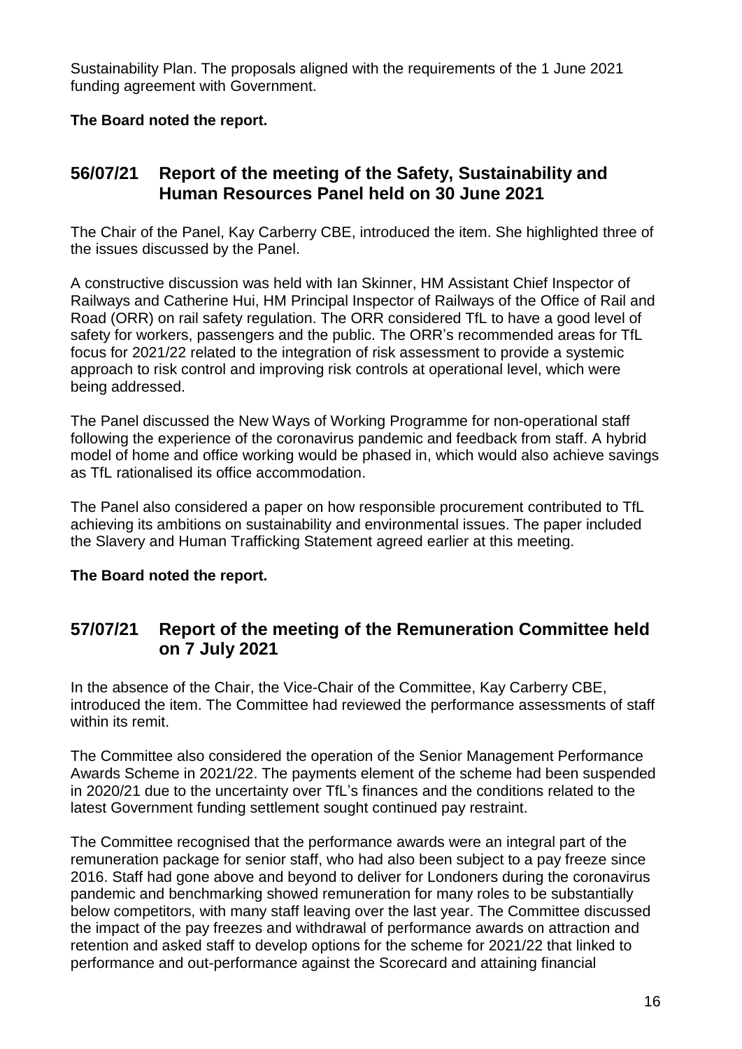Sustainability Plan. The proposals aligned with the requirements of the 1 June 2021 funding agreement with Government.

**The Board noted the report.**

## 56/07/21 Report of the meeting of the Safety, Sustainability and Human Resources Panel held on 30 June 2021

The Chair of the Panel, Kay Carberry CBE, introduced the item. She highlighted three of the issues discussed by the Panel.

A constructive discussion was held with Ian Skinner, HM Assistant Chief Inspector of Railways and Catherine Hui, HM Principal Inspector of Railways of the Office of Rail and Road (ORR) on rail safety regulation. The ORR considered TfL to have a good level of safety for workers, passengers and the public. The ORR's recommended areas for TfL focus for 2021/22 related to the integration of risk assessment to provide a systemic approach to risk control and improving risk controls at operational level, which were being addressed.

The Panel discussed the New Ways of Working Programme for non-operational staff following the experience of the coronavirus pandemic and feedback from staff. A hybrid model of home and office working would be phased in, which would also achieve savings as TfL rationalised its office accommodation.

The Panel also considered a paper on how responsible procurement contributed to TfL achieving its ambitions on sustainability and environmental issues. The paper included the Slavery and Human Trafficking Statement agreed earlier at this meeting.

**The Board noted the report.**

## 57/07/21 Report of the meeting of the Remuneration Committee held on 7 July 2021

In the absence of the Chair, the Vice-Chair of the Committee, Kay Carberry CBE, introduced the item. The Committee had reviewed the performance assessments of staff within its remit.

The Committee also considered the operation of the Senior Management Performance Awards Scheme in 2021/22. The payments element of the scheme had been suspended in 2020/21 due to the uncertainty over TfL's finances and the conditions related to the latest Government funding settlement sought continued pay restraint.

The Committee recognised that the performance awards were an integral part of the remuneration package for senior staff, who had also been subject to a pay freeze since 2016. Staff had gone above and beyond to deliver for Londoners during the coronavirus pandemic and benchmarking showed remuneration for many roles to be substantially below competitors, with many staff leaving over the last year. The Committee discussed the impact of the pay freezes and withdrawal of performance awards on attraction and retention and asked staff to develop options for the scheme for 2021/22 that linked to performance and out-performance against the Scorecard and attaining financial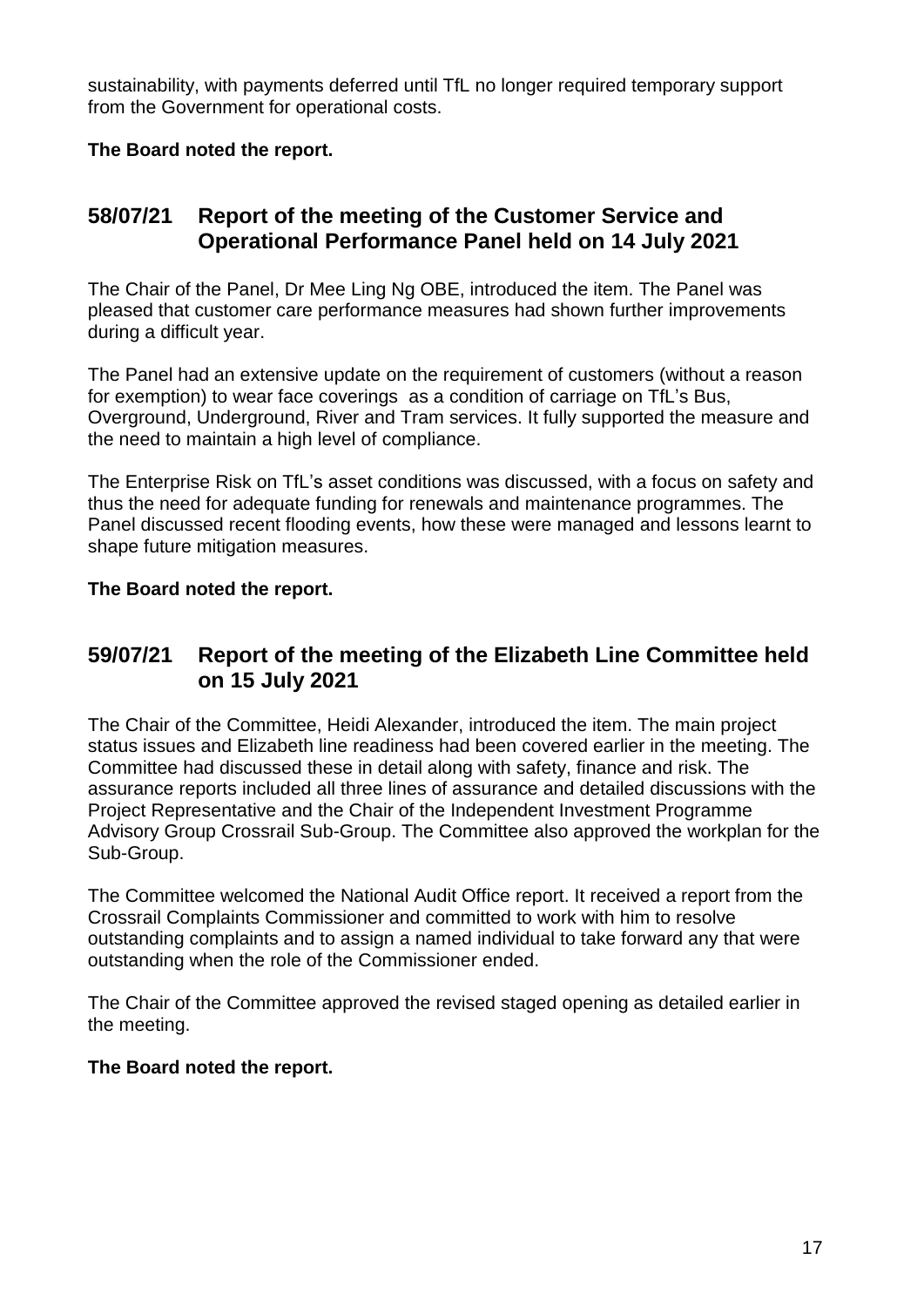sustainability, with payments deferred until TfL no longer required temporary support from the Government for operational costs.

**The Board noted the report.**

## 58/07/21 Report of the meeting of the Customer Service and Operational Performance Panel held on 14 July 2021

The Chair of the Panel, Dr Mee Ling Ng OBE, introduced the item. The Panel was pleased that customer care performance measures had shown further improvements during a difficult year.

The Panel had an extensive update on the requirement of customers (without a reason for exemption) to wear face coverings as a condition of carriage on TfL's Bus, Overground, Underground, River and Tram services. It fully supported the measure and the need to maintain a high level of compliance.

The Enterprise Risk on TfL's asset conditions was discussed, with a focus on safety and thus the need for adequate funding for renewals and maintenance programmes. The Panel discussed recent flooding events, how these were managed and lessons learnt to shape future mitigation measures.

**The Board noted the report.**

## 59/07/21 Report of the meeting of the Elizabeth Line Committee held on 15 July 2021

The Chair of the Committee, Heidi Alexander, introduced the item. The main project status issues and Elizabeth line readiness had been covered earlier in the meeting. The Committee had discussed these in detail along with safety, finance and risk. The assurance reports included all three lines of assurance and detailed discussions with the Project Representative and the Chair of the Independent Investment Programme Advisory Group Crossrail Sub-Group. The Committee also approved the workplan for the Sub-Group.

The Committee welcomed the National Audit Office report. It received a report from the Crossrail Complaints Commissioner and committed to work with him to resolve outstanding complaints and to assign a named individual to take forward any that were outstanding when the role of the Commissioner ended.

The Chair of the Committee approved the revised staged opening as detailed earlier in the meeting.

**The Board noted the report.**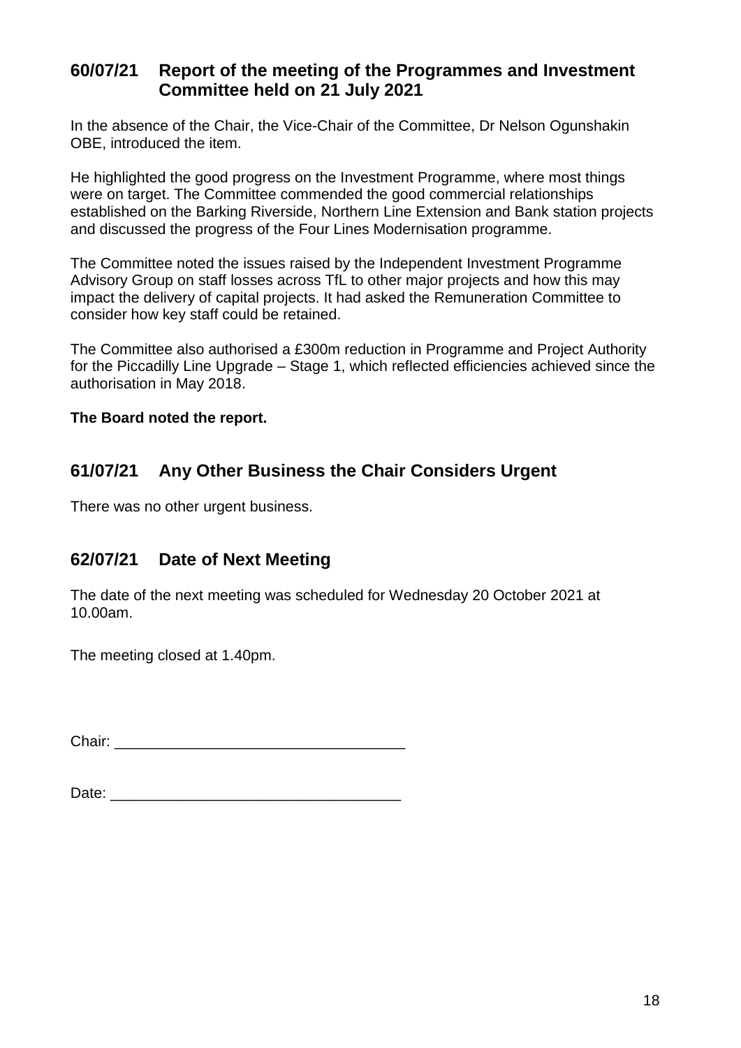## 60/07/21 Report of the meeting of the Programmes and Investment Committee held on 21 July 2021

In the absence of the Chair, the Vice-Chair of the Committee, Dr Nelson Ogunshakin OBE, introduced the item.

He highlighted the good progress on the Investment Programme, where most things were on target. The Committee commended the good commercial relationships established on the Barking Riverside, Northern Line Extension and Bank station projects and discussed the progress of the Four Lines Modernisation programme.

The Committee noted the issues raised by the Independent Investment Programme Advisory Group on staff losses across TfL to other major projects and how this may impact the delivery of capital projects. It had asked the Remuneration Committee to consider how key staff could be retained.

The Committee also authorised a £300m reduction in Programme and Project Authority for the Piccadilly Line Upgrade – Stage 1, which reflected efficiencies achieved since the authorisation in May 2018.

**The Board noted the report.**

## 61/07/21 Any Other Business the Chair Considers Urgent

There was no other urgent business.

## 62/07/21 Date of Next Meeting

The date of the next meeting was scheduled for Wednesday 20 October 2021 at 10.00am.

The meeting closed at 1.40pm.

Chair: ___________________________________

Date: ___________________________________